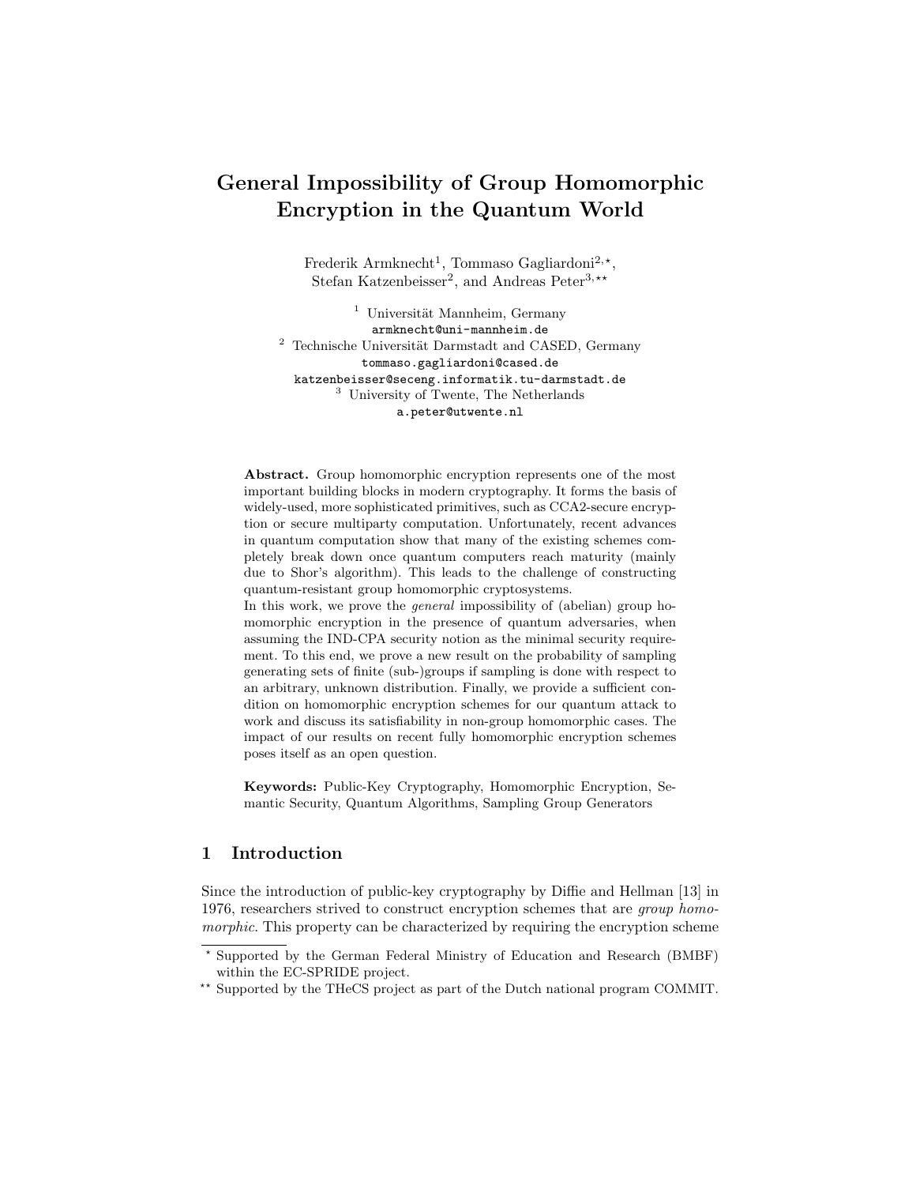# General Impossibility of Group Homomorphic Encryption in the Quantum World

Frederik Armknecht[1], Tommaso Gagliardoni[2,⋆], Stefan Katzenbeisser[2], and Andreas Peter[3,⋆⋆]

[1] Universität Mannheim, Germany
armknecht@uni-mannheim.de

[2] Technische Universität Darmstadt and CASED, Germany
tommaso.gagliardoni@cased.de
katzenbeisser@seceng.informatik.tu-darmstadt.de

[3] University of Twente, The Netherlands
a.peter@utwente.nl

**Abstract.** Group homomorphic encryption represents one of the most important building blocks in modern cryptography. It forms the basis of widely-used, more sophisticated primitives, such as CCA2-secure encryption or secure multiparty computation. Unfortunately, recent advances in quantum computation show that many of the existing schemes completely break down once quantum computers reach maturity (mainly due to Shor's algorithm). This leads to the challenge of constructing quantum-resistant group homomorphic cryptosystems.
In this work, we prove the *general* impossibility of (abelian) group homomorphic encryption in the presence of quantum adversaries, when assuming the IND-CPA security notion as the minimal security requirement. To this end, we prove a new result on the probability of sampling generating sets of finite (sub-)groups if sampling is done with respect to an arbitrary, unknown distribution. Finally, we provide a sufficient condition on homomorphic encryption schemes for our quantum attack to work and discuss its satisfiability in non-group homomorphic cases. The impact of our results on recent fully homomorphic encryption schemes poses itself as an open question.

**Keywords:** Public-Key Cryptography, Homomorphic Encryption, Semantic Security, Quantum Algorithms, Sampling Group Generators

## 1 Introduction

Since the introduction of public-key cryptography by Diffie and Hellman [13] in 1976, researchers strived to construct encryption schemes that are *group homomorphic*. This property can be characterized by requiring the encryption scheme

---

⋆ Supported by the German Federal Ministry of Education and Research (BMBF) within the EC-SPRIDE project.

⋆⋆ Supported by the THeCS project as part of the Dutch national program COMMIT.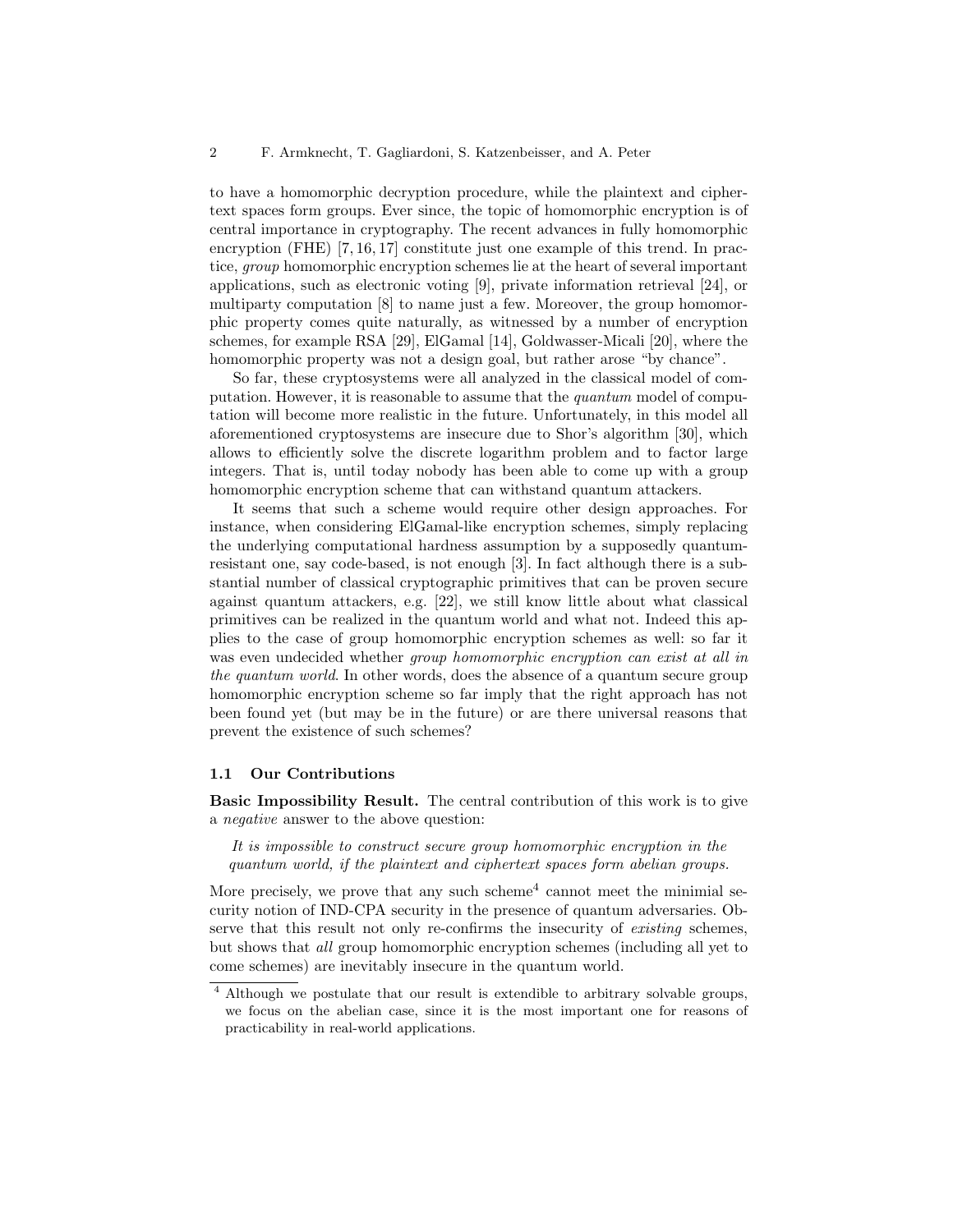to have a homomorphic decryption procedure, while the plaintext and ciphertext spaces form groups. Ever since, the topic of homomorphic encryption is of central importance in cryptography. The recent advances in fully homomorphic encryption (FHE) [7, 16, 17] constitute just one example of this trend. In practice, *group* homomorphic encryption schemes lie at the heart of several important applications, such as electronic voting [9], private information retrieval [24], or multiparty computation [8] to name just a few. Moreover, the group homomorphic property comes quite naturally, as witnessed by a number of encryption schemes, for example RSA [29], ElGamal [14], Goldwasser-Micali [20], where the homomorphic property was not a design goal, but rather arose "by chance".

So far, these cryptosystems were all analyzed in the classical model of computation. However, it is reasonable to assume that the *quantum* model of computation will become more realistic in the future. Unfortunately, in this model all aforementioned cryptosystems are insecure due to Shor's algorithm [30], which allows to efficiently solve the discrete logarithm problem and to factor large integers. That is, until today nobody has been able to come up with a group homomorphic encryption scheme that can withstand quantum attackers.

It seems that such a scheme would require other design approaches. For instance, when considering ElGamal-like encryption schemes, simply replacing the underlying computational hardness assumption by a supposedly quantum-resistant one, say code-based, is not enough [3]. In fact although there is a substantial number of classical cryptographic primitives that can be proven secure against quantum attackers, e.g. [22], we still know little about what classical primitives can be realized in the quantum world and what not. Indeed this applies to the case of group homomorphic encryption schemes as well: so far it was even undecided whether *group homomorphic encryption can exist at all in the quantum world*. In other words, does the absence of a quantum secure group homomorphic encryption scheme so far imply that the right approach has not been found yet (but may be in the future) or are there universal reasons that prevent the existence of such schemes?

### 1.1 Our Contributions

**Basic Impossibility Result.** The central contribution of this work is to give a *negative* answer to the above question:

*It is impossible to construct secure group homomorphic encryption in the quantum world, if the plaintext and ciphertext spaces form abelian groups.*

More precisely, we prove that any such scheme[4] cannot meet the minimial security notion of IND-CPA security in the presence of quantum adversaries. Observe that this result not only re-confirms the insecurity of *existing* schemes, but shows that *all* group homomorphic encryption schemes (including all yet to come schemes) are inevitably insecure in the quantum world.

[4] Although we postulate that our result is extendible to arbitrary solvable groups, we focus on the abelian case, since it is the most important one for reasons of practicability in real-world applications.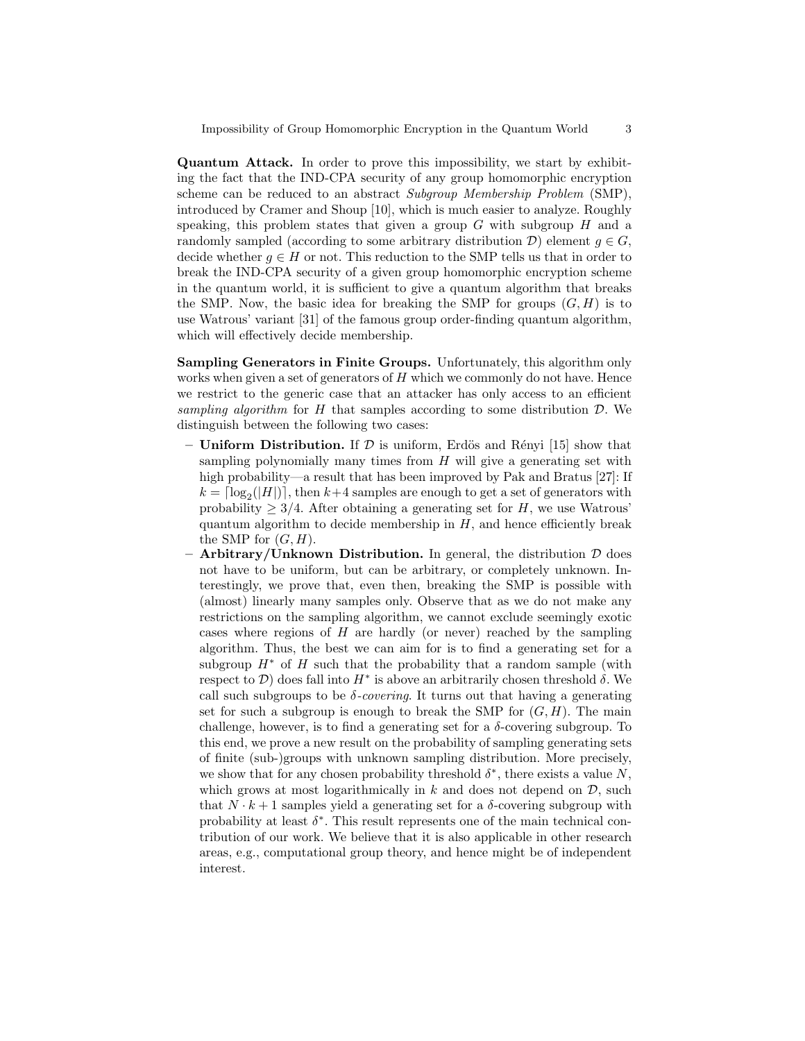**Quantum Attack.** In order to prove this impossibility, we start by exhibiting the fact that the IND-CPA security of any group homomorphic encryption scheme can be reduced to an abstract *Subgroup Membership Problem* (SMP), introduced by Cramer and Shoup [10], which is much easier to analyze. Roughly speaking, this problem states that given a group $G$ with subgroup $H$ and a randomly sampled (according to some arbitrary distribution $\mathcal{D}$) element $g \in G$, decide whether $g \in H$ or not. This reduction to the SMP tells us that in order to break the IND-CPA security of a given group homomorphic encryption scheme in the quantum world, it is sufficient to give a quantum algorithm that breaks the SMP. Now, the basic idea for breaking the SMP for groups $(G, H)$ is to use Watrous' variant [31] of the famous group order-finding quantum algorithm, which will effectively decide membership.

**Sampling Generators in Finite Groups.** Unfortunately, this algorithm only works when given a set of generators of $H$ which we commonly do not have. Hence we restrict to the generic case that an attacker has only access to an efficient *sampling algorithm* for $H$ that samples according to some distribution $\mathcal{D}$. We distinguish between the following two cases:

- **Uniform Distribution.** If $\mathcal{D}$ is uniform, Erdös and Rényi [15] show that sampling polynomially many times from $H$ will give a generating set with high probability—a result that has been improved by Pak and Bratus [27]: If $k = \lceil \log_2(|H|) \rceil$, then $k+4$ samples are enough to get a set of generators with probability $\geq 3/4$. After obtaining a generating set for $H$, we use Watrous' quantum algorithm to decide membership in $H$, and hence efficiently break the SMP for $(G, H)$.
- **Arbitrary/Unknown Distribution.** In general, the distribution $\mathcal{D}$ does not have to be uniform, but can be arbitrary, or completely unknown. Interestingly, we prove that, even then, breaking the SMP is possible with (almost) linearly many samples only. Observe that as we do not make any restrictions on the sampling algorithm, we cannot exclude seemingly exotic cases where regions of $H$ are hardly (or never) reached by the sampling algorithm. Thus, the best we can aim for is to find a generating set for a subgroup $H^*$ of $H$ such that the probability that a random sample (with respect to $\mathcal{D}$) does fall into $H^*$ is above an arbitrarily chosen threshold $\delta$. We call such subgroups to be $\delta$*-covering*. It turns out that having a generating set for such a subgroup is enough to break the SMP for $(G, H)$. The main challenge, however, is to find a generating set for a $\delta$-covering subgroup. To this end, we prove a new result on the probability of sampling generating sets of finite (sub-)groups with unknown sampling distribution. More precisely, we show that for any chosen probability threshold $\delta^*$, there exists a value $N$, which grows at most logarithmically in $k$ and does not depend on $\mathcal{D}$, such that $N \cdot k + 1$ samples yield a generating set for a $\delta$-covering subgroup with probability at least $\delta^*$. This result represents one of the main technical contribution of our work. We believe that it is also applicable in other research areas, e.g., computational group theory, and hence might be of independent interest.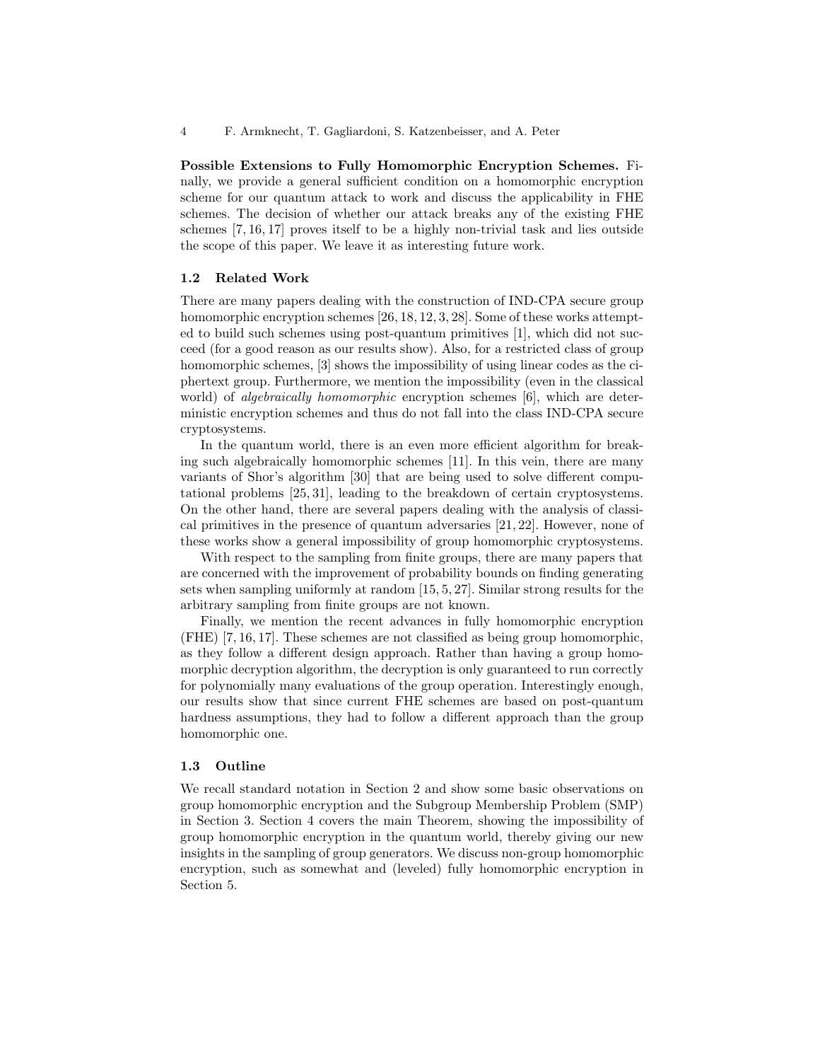**Possible Extensions to Fully Homomorphic Encryption Schemes.** Finally, we provide a general sufficient condition on a homomorphic encryption scheme for our quantum attack to work and discuss the applicability in FHE schemes. The decision of whether our attack breaks any of the existing FHE schemes [7, 16, 17] proves itself to be a highly non-trivial task and lies outside the scope of this paper. We leave it as interesting future work.

### 1.2 Related Work

There are many papers dealing with the construction of IND-CPA secure group homomorphic encryption schemes [26, 18, 12, 3, 28]. Some of these works attempted to build such schemes using post-quantum primitives [1], which did not succeed (for a good reason as our results show). Also, for a restricted class of group homomorphic schemes, [3] shows the impossibility of using linear codes as the ciphertext group. Furthermore, we mention the impossibility (even in the classical world) of *algebraically homomorphic* encryption schemes [6], which are deterministic encryption schemes and thus do not fall into the class IND-CPA secure cryptosystems.

In the quantum world, there is an even more efficient algorithm for breaking such algebraically homomorphic schemes [11]. In this vein, there are many variants of Shor's algorithm [30] that are being used to solve different computational problems [25, 31], leading to the breakdown of certain cryptosystems. On the other hand, there are several papers dealing with the analysis of classical primitives in the presence of quantum adversaries [21, 22]. However, none of these works show a general impossibility of group homomorphic cryptosystems.

With respect to the sampling from finite groups, there are many papers that are concerned with the improvement of probability bounds on finding generating sets when sampling uniformly at random [15, 5, 27]. Similar strong results for the arbitrary sampling from finite groups are not known.

Finally, we mention the recent advances in fully homomorphic encryption (FHE) [7, 16, 17]. These schemes are not classified as being group homomorphic, as they follow a different design approach. Rather than having a group homomorphic decryption algorithm, the decryption is only guaranteed to run correctly for polynomially many evaluations of the group operation. Interestingly enough, our results show that since current FHE schemes are based on post-quantum hardness assumptions, they had to follow a different approach than the group homomorphic one.

### 1.3 Outline

We recall standard notation in Section 2 and show some basic observations on group homomorphic encryption and the Subgroup Membership Problem (SMP) in Section 3. Section 4 covers the main Theorem, showing the impossibility of group homomorphic encryption in the quantum world, thereby giving our new insights in the sampling of group generators. We discuss non-group homomorphic encryption, such as somewhat and (leveled) fully homomorphic encryption in Section 5.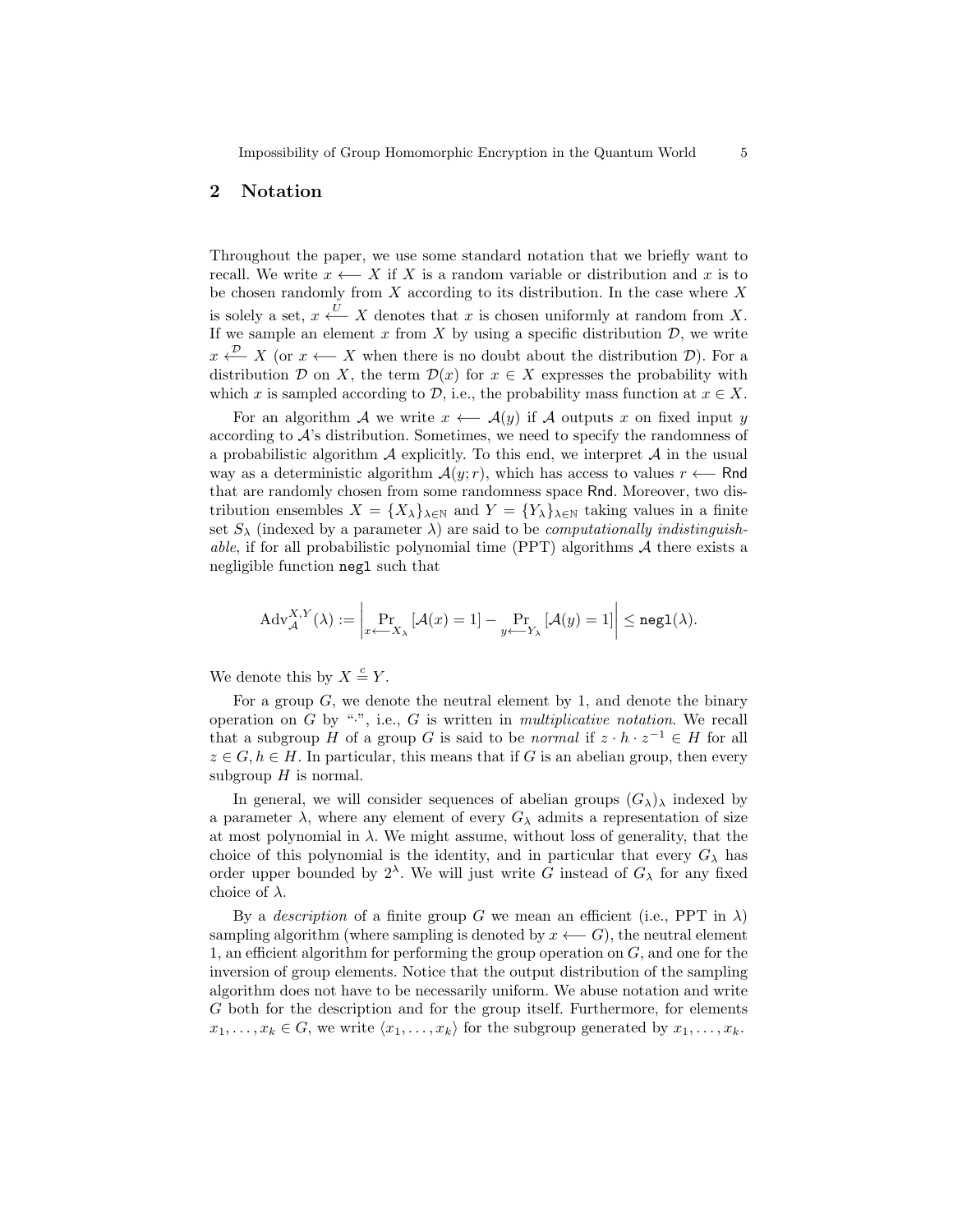## 2 Notation

Throughout the paper, we use some standard notation that we briefly want to recall. We write $x \longleftarrow X$ if $X$ is a random variable or distribution and $x$ is to be chosen randomly from $X$ according to its distribution. In the case where $X$ is solely a set, $x \overset{U}{\longleftarrow} X$ denotes that $x$ is chosen uniformly at random from $X$. If we sample an element $x$ from $X$ by using a specific distribution $\mathcal{D}$, we write $x \overset{\mathcal{D}}{\longleftarrow} X$ (or $x \longleftarrow X$ when there is no doubt about the distribution $\mathcal{D}$). For a distribution $\mathcal{D}$ on $X$, the term $\mathcal{D}(x)$ for $x \in X$ expresses the probability with which $x$ is sampled according to $\mathcal{D}$, i.e., the probability mass function at $x \in X$.

For an algorithm $\mathcal{A}$ we write $x \longleftarrow \mathcal{A}(y)$ if $\mathcal{A}$ outputs $x$ on fixed input $y$ according to $\mathcal{A}$'s distribution. Sometimes, we need to specify the randomness of a probabilistic algorithm $\mathcal{A}$ explicitly. To this end, we interpret $\mathcal{A}$ in the usual way as a deterministic algorithm $\mathcal{A}(y; r)$, which has access to values $r \longleftarrow \mathsf{Rnd}$ that are randomly chosen from some randomness space $\mathsf{Rnd}$. Moreover, two distribution ensembles $X = \{X_\lambda\}_{\lambda \in \mathbb{N}}$ and $Y = \{Y_\lambda\}_{\lambda \in \mathbb{N}}$ taking values in a finite set $S_\lambda$ (indexed by a parameter $\lambda$) are said to be *computationally indistinguishable*, if for all probabilistic polynomial time (PPT) algorithms $\mathcal{A}$ there exists a negligible function $\mathtt{negl}$ such that

$$\mathrm{Adv}_{\mathcal{A}}^{X,Y}(\lambda) := \left| \Pr_{x \longleftarrow X_\lambda} [\mathcal{A}(x) = 1] - \Pr_{y \longleftarrow Y_\lambda} [\mathcal{A}(y) = 1] \right| \leq \mathtt{negl}(\lambda).$$

We denote this by $X \overset{c}{\equiv} Y$.

For a group $G$, we denote the neutral element by 1, and denote the binary operation on $G$ by "$\cdot$", i.e., $G$ is written in *multiplicative notation*. We recall that a subgroup $H$ of a group $G$ is said to be *normal* if $z \cdot h \cdot z^{-1} \in H$ for all $z \in G, h \in H$. In particular, this means that if $G$ is an abelian group, then every subgroup $H$ is normal.

In general, we will consider sequences of abelian groups $(G_\lambda)_\lambda$ indexed by a parameter $\lambda$, where any element of every $G_\lambda$ admits a representation of size at most polynomial in $\lambda$. We might assume, without loss of generality, that the choice of this polynomial is the identity, and in particular that every $G_\lambda$ has order upper bounded by $2^\lambda$. We will just write $G$ instead of $G_\lambda$ for any fixed choice of $\lambda$.

By a *description* of a finite group $G$ we mean an efficient (i.e., PPT in $\lambda$) sampling algorithm (where sampling is denoted by $x \longleftarrow G$), the neutral element 1, an efficient algorithm for performing the group operation on $G$, and one for the inversion of group elements. Notice that the output distribution of the sampling algorithm does not have to be necessarily uniform. We abuse notation and write $G$ both for the description and for the group itself. Furthermore, for elements $x_1, \ldots, x_k \in G$, we write $\langle x_1, \ldots, x_k \rangle$ for the subgroup generated by $x_1, \ldots, x_k$.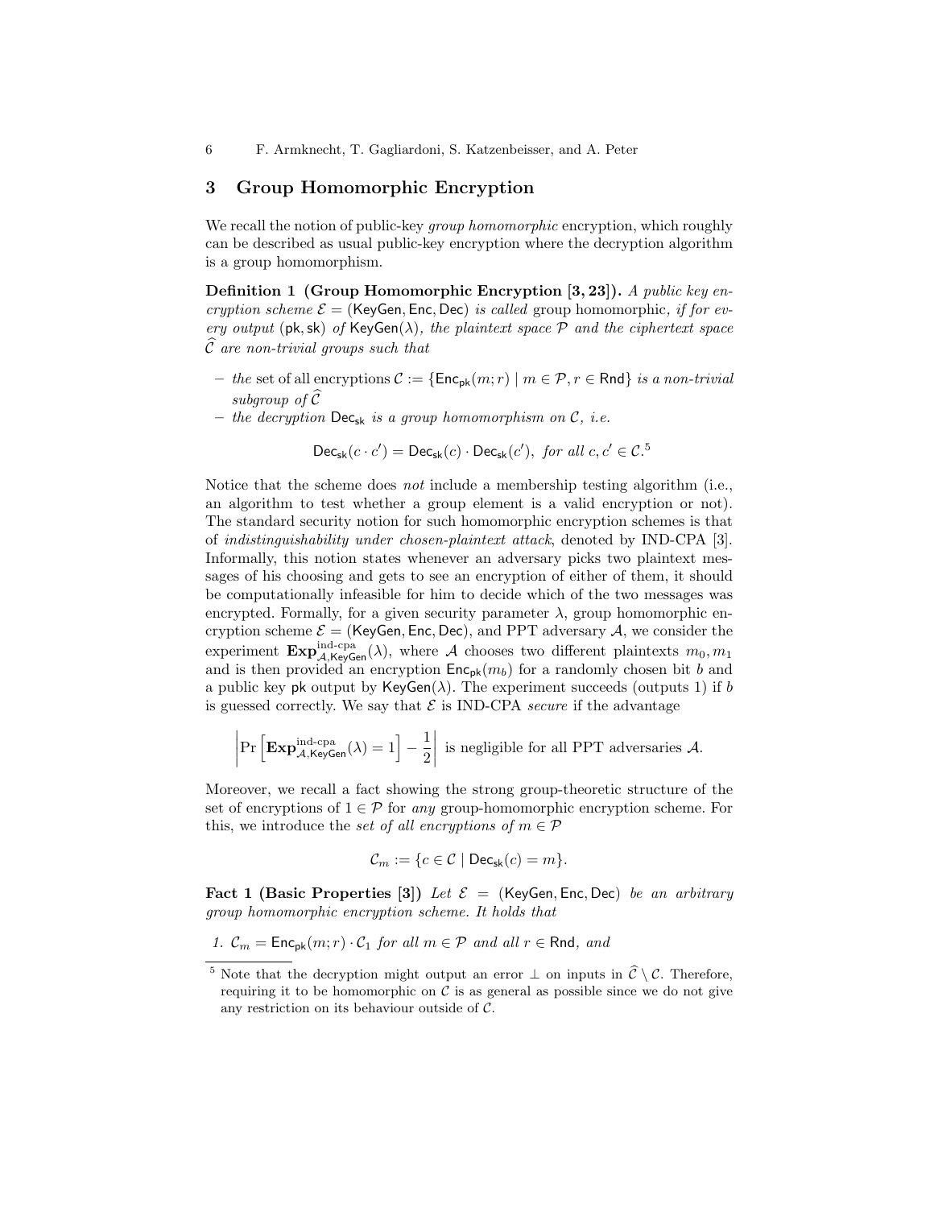## 3 Group Homomorphic Encryption

We recall the notion of public-key *group homomorphic* encryption, which roughly can be described as usual public-key encryption where the decryption algorithm is a group homomorphism.

**Definition 1 (Group Homomorphic Encryption [3, 23]).** *A public key encryption scheme $\mathcal{E} = (\mathsf{KeyGen}, \mathsf{Enc}, \mathsf{Dec})$ is called* group homomorphic*, if for every output $(\mathsf{pk}, \mathsf{sk})$ of $\mathsf{KeyGen}(\lambda)$, the plaintext space $\mathcal{P}$ and the ciphertext space $\widehat{\mathcal{C}}$ are non-trivial groups such that*

- *the* set of all encryptions $\mathcal{C} := \{\mathsf{Enc}_{\mathsf{pk}}(m; r) \mid m \in \mathcal{P}, r \in \mathsf{Rnd}\}$ *is a non-trivial subgroup of $\widehat{\mathcal{C}}$*
- *the decryption $\mathsf{Dec}_{\mathsf{sk}}$ is a group homomorphism on $\mathcal{C}$, i.e.*

$$\mathsf{Dec}_{\mathsf{sk}}(c \cdot c') = \mathsf{Dec}_{\mathsf{sk}}(c) \cdot \mathsf{Dec}_{\mathsf{sk}}(c'), \text{ for all } c, c' \in \mathcal{C}.^{5}$$

Notice that the scheme does *not* include a membership testing algorithm (i.e., an algorithm to test whether a group element is a valid encryption or not). The standard security notion for such homomorphic encryption schemes is that of *indistinguishability under chosen-plaintext attack*, denoted by IND-CPA [3]. Informally, this notion states whenever an adversary picks two plaintext messages of his choosing and gets to see an encryption of either of them, it should be computationally infeasible for him to decide which of the two messages was encrypted. Formally, for a given security parameter $\lambda$, group homomorphic encryption scheme $\mathcal{E} = (\mathsf{KeyGen}, \mathsf{Enc}, \mathsf{Dec})$, and PPT adversary $\mathcal{A}$, we consider the experiment $\mathbf{Exp}^{\text{ind-cpa}}_{\mathcal{A},\mathsf{KeyGen}}(\lambda)$, where $\mathcal{A}$ chooses two different plaintexts $m_0, m_1$ and is then provided an encryption $\mathsf{Enc}_{\mathsf{pk}}(m_b)$ for a randomly chosen bit $b$ and a public key $\mathsf{pk}$ output by $\mathsf{KeyGen}(\lambda)$. The experiment succeeds (outputs 1) if $b$ is guessed correctly. We say that $\mathcal{E}$ is IND-CPA *secure* if the advantage

$$\left| \Pr\left[ \mathbf{Exp}^{\text{ind-cpa}}_{\mathcal{A},\mathsf{KeyGen}}(\lambda) = 1 \right] - \frac{1}{2} \right| \text{ is negligible for all PPT adversaries } \mathcal{A}.$$

Moreover, we recall a fact showing the strong group-theoretic structure of the set of encryptions of $1 \in \mathcal{P}$ for *any* group-homomorphic encryption scheme. For this, we introduce the *set of all encryptions of $m \in \mathcal{P}$*

$$\mathcal{C}_m := \{c \in \mathcal{C} \mid \mathsf{Dec}_{\mathsf{sk}}(c) = m\}.$$

**Fact 1 (Basic Properties [3])** *Let $\mathcal{E} = (\mathsf{KeyGen}, \mathsf{Enc}, \mathsf{Dec})$ be an arbitrary group homomorphic encryption scheme. It holds that*

1. *$\mathcal{C}_m = \mathsf{Enc}_{\mathsf{pk}}(m; r) \cdot \mathcal{C}_1$ for all $m \in \mathcal{P}$ and all $r \in \mathsf{Rnd}$, and*

---

[5] Note that the decryption might output an error $\perp$ on inputs in $\widehat{\mathcal{C}} \setminus \mathcal{C}$. Therefore, requiring it to be homomorphic on $\mathcal{C}$ is as general as possible since we do not give any restriction on its behaviour outside of $\mathcal{C}$.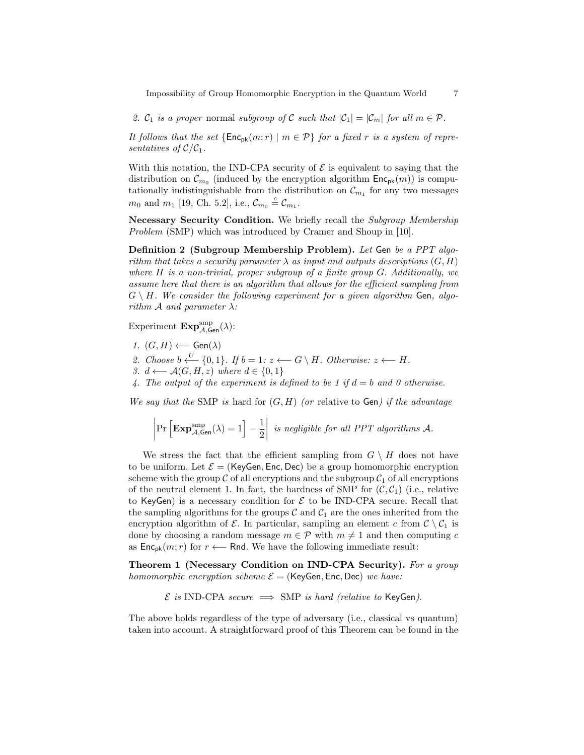2. *$\mathcal{C}_1$ is a proper* normal *subgroup of $\mathcal{C}$ such that $|\mathcal{C}_1| = |\mathcal{C}_m|$ for all $m \in \mathcal{P}$.*

*It follows that the set $\{\mathsf{Enc}_{\mathsf{pk}}(m; r) \mid m \in \mathcal{P}\}$ for a fixed $r$ is a system of representatives of $\mathcal{C}/\mathcal{C}_1$.*

With this notation, the IND-CPA security of $\mathcal{E}$ is equivalent to saying that the distribution on $\mathcal{C}_{m_0}$ (induced by the encryption algorithm $\mathsf{Enc}_{\mathsf{pk}}(m)$) is computationally indistinguishable from the distribution on $\mathcal{C}_{m_1}$ for any two messages $m_0$ and $m_1$ [19, Ch. 5.2], i.e., $\mathcal{C}_{m_0} \stackrel{c}{=} \mathcal{C}_{m_1}$.

**Necessary Security Condition.** We briefly recall the *Subgroup Membership Problem* (SMP) which was introduced by Cramer and Shoup in [10].

**Definition 2 (Subgroup Membership Problem).** *Let* $\mathsf{Gen}$ *be a PPT algorithm that takes a security parameter $\lambda$ as input and outputs descriptions $(G, H)$ where $H$ is a non-trivial, proper subgroup of a finite group $G$. Additionally, we assume here that there is an algorithm that allows for the efficient sampling from $G \setminus H$. We consider the following experiment for a given algorithm* $\mathsf{Gen}$*, algorithm $\mathcal{A}$ and parameter $\lambda$:*

Experiment $\mathbf{Exp}^{\mathrm{smp}}_{\mathcal{A},\mathsf{Gen}}(\lambda)$:

1. *$(G, H) \longleftarrow \mathsf{Gen}(\lambda)$*
2. *Choose $b \stackrel{U}{\longleftarrow} \{0, 1\}$. If $b = 1$: $z \longleftarrow G \setminus H$. Otherwise: $z \longleftarrow H$.*
3. *$d \longleftarrow \mathcal{A}(G, H, z)$ where $d \in \{0, 1\}$*
4. *The output of the experiment is defined to be 1 if $d = b$ and 0 otherwise.*

*We say that the* SMP *is* hard for $(G, H)$ *(or* relative to $\mathsf{Gen}$*) if the advantage*

$$\left| \Pr\left[ \mathbf{Exp}^{\mathrm{smp}}_{\mathcal{A},\mathsf{Gen}}(\lambda) = 1 \right] - \frac{1}{2} \right| \text{ is negligible for all PPT algorithms } \mathcal{A}.$$

We stress the fact that the efficient sampling from $G \setminus H$ does not have to be uniform. Let $\mathcal{E} = (\mathsf{KeyGen}, \mathsf{Enc}, \mathsf{Dec})$ be a group homomorphic encryption scheme with the group $\mathcal{C}$ of all encryptions and the subgroup $\mathcal{C}_1$ of all encryptions of the neutral element 1. In fact, the hardness of SMP for $(\mathcal{C}, \mathcal{C}_1)$ (i.e., relative to $\mathsf{KeyGen}$) is a necessary condition for $\mathcal{E}$ to be IND-CPA secure. Recall that the sampling algorithms for the groups $\mathcal{C}$ and $\mathcal{C}_1$ are the ones inherited from the encryption algorithm of $\mathcal{E}$. In particular, sampling an element $c$ from $\mathcal{C} \setminus \mathcal{C}_1$ is done by choosing a random message $m \in \mathcal{P}$ with $m \neq 1$ and then computing $c$ as $\mathsf{Enc}_{\mathsf{pk}}(m; r)$ for $r \longleftarrow \mathsf{Rnd}$. We have the following immediate result:

**Theorem 1 (Necessary Condition on IND-CPA Security).** *For a group homomorphic encryption scheme $\mathcal{E} = (\mathsf{KeyGen}, \mathsf{Enc}, \mathsf{Dec})$ we have:*

$$\mathcal{E} \textit{ is } \text{IND-CPA} \textit{ secure} \implies \text{SMP} \textit{ is hard (relative to } \mathsf{KeyGen}\text{)}.$$

The above holds regardless of the type of adversary (i.e., classical vs quantum) taken into account. A straightforward proof of this Theorem can be found in the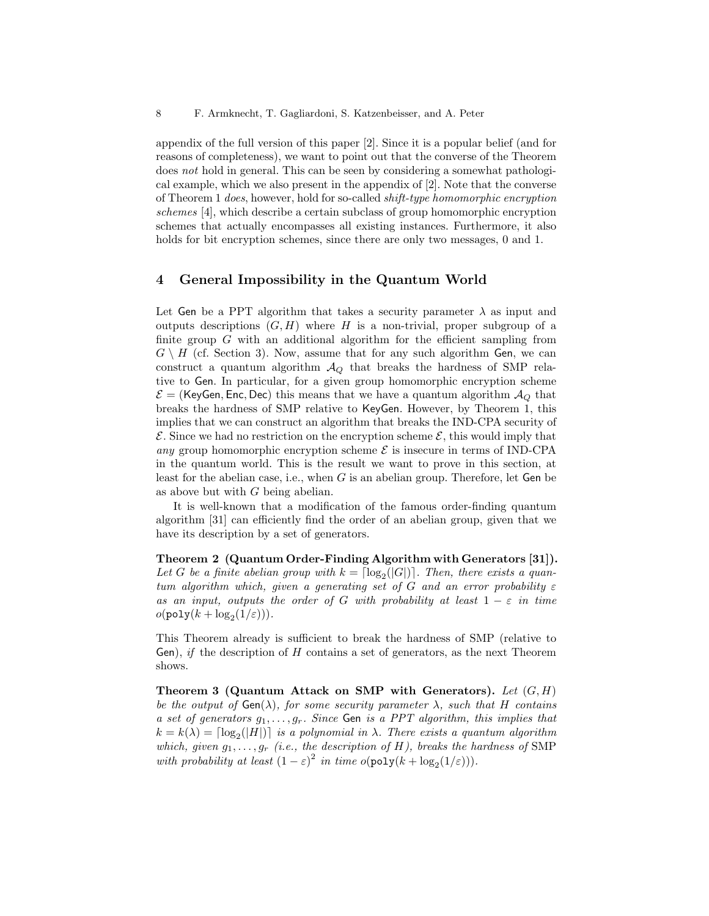appendix of the full version of this paper [2]. Since it is a popular belief (and for reasons of completeness), we want to point out that the converse of the Theorem does *not* hold in general. This can be seen by considering a somewhat pathological example, which we also present in the appendix of [2]. Note that the converse of Theorem 1 *does*, however, hold for so-called *shift-type homomorphic encryption schemes* [4], which describe a certain subclass of group homomorphic encryption schemes that actually encompasses all existing instances. Furthermore, it also holds for bit encryption schemes, since there are only two messages, 0 and 1.

## 4 General Impossibility in the Quantum World

Let $\mathsf{Gen}$ be a PPT algorithm that takes a security parameter $\lambda$ as input and outputs descriptions $(G, H)$ where $H$ is a non-trivial, proper subgroup of a finite group $G$ with an additional algorithm for the efficient sampling from $G \setminus H$ (cf. Section 3). Now, assume that for any such algorithm $\mathsf{Gen}$, we can construct a quantum algorithm $\mathcal{A}_Q$ that breaks the hardness of SMP relative to $\mathsf{Gen}$. In particular, for a given group homomorphic encryption scheme $\mathcal{E} = (\mathsf{KeyGen}, \mathsf{Enc}, \mathsf{Dec})$ this means that we have a quantum algorithm $\mathcal{A}_Q$ that breaks the hardness of SMP relative to $\mathsf{KeyGen}$. However, by Theorem 1, this implies that we can construct an algorithm that breaks the IND-CPA security of $\mathcal{E}$. Since we had no restriction on the encryption scheme $\mathcal{E}$, this would imply that *any* group homomorphic encryption scheme $\mathcal{E}$ is insecure in terms of IND-CPA in the quantum world. This is the result we want to prove in this section, at least for the abelian case, i.e., when $G$ is an abelian group. Therefore, let $\mathsf{Gen}$ be as above but with $G$ being abelian.

It is well-known that a modification of the famous order-finding quantum algorithm [31] can efficiently find the order of an abelian group, given that we have its description by a set of generators.

**Theorem 2 (Quantum Order-Finding Algorithm with Generators [31]).** *Let $G$ be a finite abelian group with $k = \lceil \log_2(|G|) \rceil$. Then, there exists a quantum algorithm which, given a generating set of $G$ and an error probability $\varepsilon$ as an input, outputs the order of $G$ with probability at least $1 - \varepsilon$ in time $o(\mathtt{poly}(k + \log_2(1/\varepsilon)))$.*

This Theorem already is sufficient to break the hardness of SMP (relative to $\mathsf{Gen}$), *if* the description of $H$ contains a set of generators, as the next Theorem shows.

**Theorem 3 (Quantum Attack on SMP with Generators).** *Let $(G, H)$ be the output of $\mathsf{Gen}(\lambda)$, for some security parameter $\lambda$, such that $H$ contains a set of generators $g_1, \ldots, g_r$. Since $\mathsf{Gen}$ is a PPT algorithm, this implies that $k = k(\lambda) = \lceil \log_2(|H|) \rceil$ is a polynomial in $\lambda$. There exists a quantum algorithm which, given $g_1, \ldots, g_r$ (i.e., the description of $H$), breaks the hardness of SMP with probability at least $(1 - \varepsilon)^2$ in time $o(\mathtt{poly}(k + \log_2(1/\varepsilon)))$.*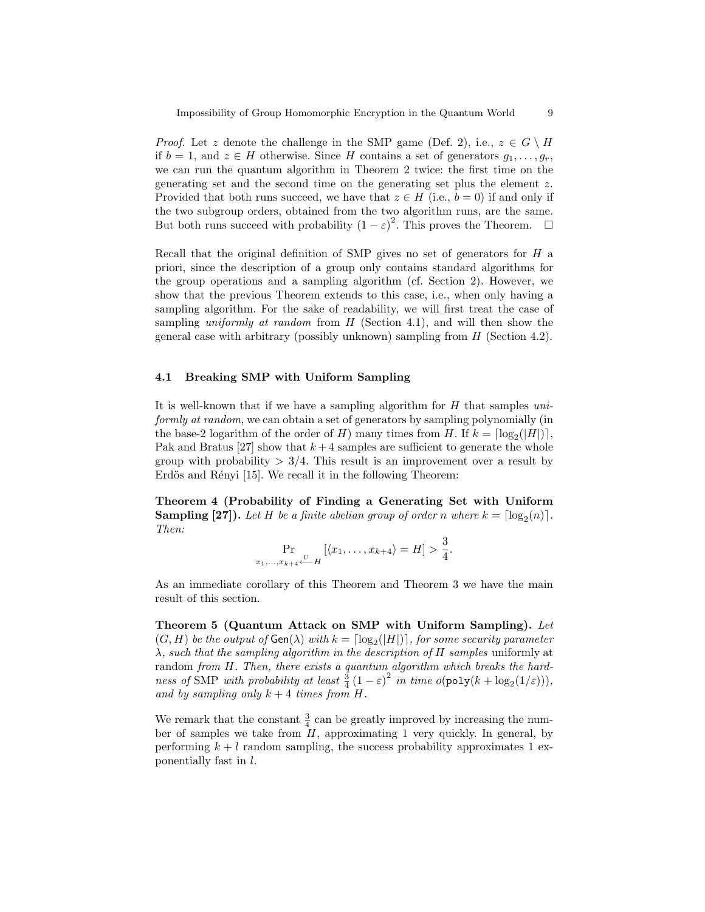*Proof.* Let $z$ denote the challenge in the SMP game (Def. 2), i.e., $z \in G \setminus H$ if $b = 1$, and $z \in H$ otherwise. Since $H$ contains a set of generators $g_1, \ldots, g_r$, we can run the quantum algorithm in Theorem 2 twice: the first time on the generating set and the second time on the generating set plus the element $z$. Provided that both runs succeed, we have that $z \in H$ (i.e., $b = 0$) if and only if the two subgroup orders, obtained from the two algorithm runs, are the same. But both runs succeed with probability $(1 - \varepsilon)^2$. This proves the Theorem. □

Recall that the original definition of SMP gives no set of generators for $H$ a priori, since the description of a group only contains standard algorithms for the group operations and a sampling algorithm (cf. Section 2). However, we show that the previous Theorem extends to this case, i.e., when only having a sampling algorithm. For the sake of readability, we will first treat the case of sampling *uniformly at random* from $H$ (Section 4.1), and will then show the general case with arbitrary (possibly unknown) sampling from $H$ (Section 4.2).

### 4.1 Breaking SMP with Uniform Sampling

It is well-known that if we have a sampling algorithm for $H$ that samples *uniformly at random*, we can obtain a set of generators by sampling polynomially (in the base-2 logarithm of the order of $H$) many times from $H$. If $k = \lceil \log_2(|H|) \rceil$, Pak and Bratus [27] show that $k + 4$ samples are sufficient to generate the whole group with probability $> 3/4$. This result is an improvement over a result by Erdös and Rényi [15]. We recall it in the following Theorem:

**Theorem 4 (Probability of Finding a Generating Set with Uniform Sampling [27]).** *Let $H$ be a finite abelian group of order $n$ where $k = \lceil \log_2(n) \rceil$. Then:*

$$\Pr_{x_1, \ldots, x_{k+4} \xleftarrow{U} H} [\langle x_1, \ldots, x_{k+4} \rangle = H] > \frac{3}{4}.$$

As an immediate corollary of this Theorem and Theorem 3 we have the main result of this section.

**Theorem 5 (Quantum Attack on SMP with Uniform Sampling).** *Let $(G, H)$ be the output of $\mathsf{Gen}(\lambda)$ with $k = \lceil \log_2(|H|) \rceil$, for some security parameter $\lambda$, such that the sampling algorithm in the description of $H$ samples* uniformly at random *from $H$. Then, there exists a quantum algorithm which breaks the hardness of* SMP *with probability at least $\frac{3}{4}(1 - \varepsilon)^2$ in time $o(\mathtt{poly}(k + \log_2(1/\varepsilon)))$, and by sampling only $k + 4$ times from $H$.*

We remark that the constant $\frac{3}{4}$ can be greatly improved by increasing the number of samples we take from $H$, approximating 1 very quickly. In general, by performing $k + l$ random sampling, the success probability approximates 1 exponentially fast in $l$.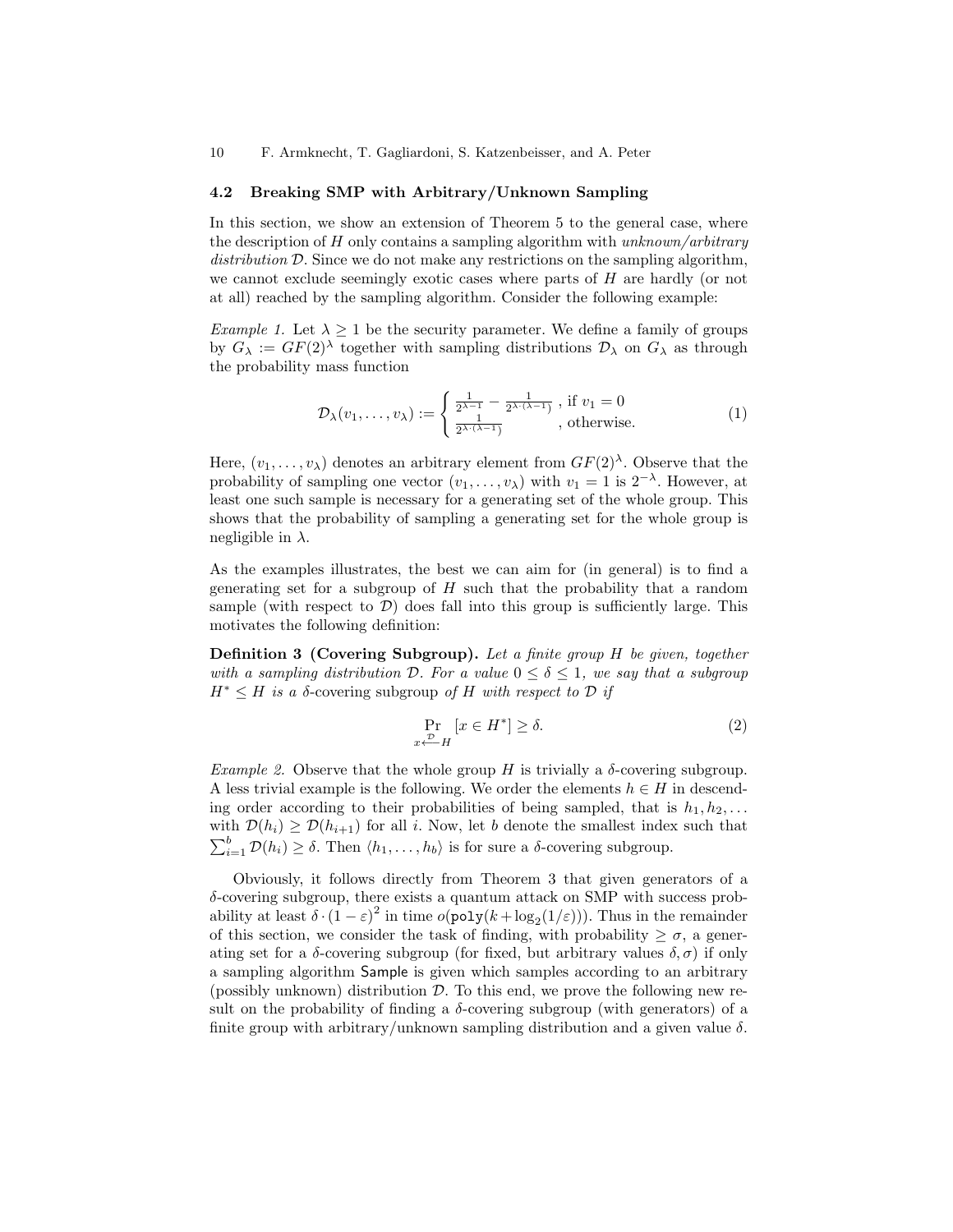### 4.2 Breaking SMP with Arbitrary/Unknown Sampling

In this section, we show an extension of Theorem 5 to the general case, where the description of $H$ only contains a sampling algorithm with *unknown/arbitrary distribution* $\mathcal{D}$. Since we do not make any restrictions on the sampling algorithm, we cannot exclude seemingly exotic cases where parts of $H$ are hardly (or not at all) reached by the sampling algorithm. Consider the following example:

*Example 1.* Let $\lambda \geq 1$ be the security parameter. We define a family of groups by $G_\lambda := GF(2)^\lambda$ together with sampling distributions $\mathcal{D}_\lambda$ on $G_\lambda$ as through the probability mass function

$$\mathcal{D}_\lambda(v_1, \ldots, v_\lambda) := \begin{cases} \frac{1}{2^{\lambda-1}} - \frac{1}{2^{\lambda \cdot (\lambda-1)}} & \text{, if } v_1 = 0 \\ \frac{1}{2^{\lambda \cdot (\lambda-1)}} & \text{, otherwise.} \end{cases} \tag{1}$$

Here, $(v_1, \ldots, v_\lambda)$ denotes an arbitrary element from $GF(2)^\lambda$. Observe that the probability of sampling one vector $(v_1, \ldots, v_\lambda)$ with $v_1 = 1$ is $2^{-\lambda}$. However, at least one such sample is necessary for a generating set of the whole group. This shows that the probability of sampling a generating set for the whole group is negligible in $\lambda$.

As the examples illustrates, the best we can aim for (in general) is to find a generating set for a subgroup of $H$ such that the probability that a random sample (with respect to $\mathcal{D}$) does fall into this group is sufficiently large. This motivates the following definition:

**Definition 3 (Covering Subgroup).** *Let a finite group $H$ be given, together with a sampling distribution $\mathcal{D}$. For a value $0 \leq \delta \leq 1$, we say that a subgroup $H^* \leq H$ is a* $\delta$-covering subgroup *of $H$ with respect to $\mathcal{D}$ if*

$$\Pr_{x \xleftarrow{\mathcal{D}} H} [x \in H^*] \geq \delta. \tag{2}$$

*Example 2.* Observe that the whole group $H$ is trivially a $\delta$-covering subgroup. A less trivial example is the following. We order the elements $h \in H$ in descending order according to their probabilities of being sampled, that is $h_1, h_2, \ldots$ with $\mathcal{D}(h_i) \geq \mathcal{D}(h_{i+1})$ for all $i$. Now, let $b$ denote the smallest index such that $\sum_{i=1}^{b} \mathcal{D}(h_i) \geq \delta$. Then $\langle h_1, \ldots, h_b \rangle$ is for sure a $\delta$-covering subgroup.

Obviously, it follows directly from Theorem 3 that given generators of a $\delta$-covering subgroup, there exists a quantum attack on SMP with success probability at least $\delta \cdot (1 - \varepsilon)^2$ in time $o(\texttt{poly}(k + \log_2(1/\varepsilon)))$. Thus in the remainder of this section, we consider the task of finding, with probability $\geq \sigma$, a generating set for a $\delta$-covering subgroup (for fixed, but arbitrary values $\delta, \sigma$) if only a sampling algorithm $\mathsf{Sample}$ is given which samples according to an arbitrary (possibly unknown) distribution $\mathcal{D}$. To this end, we prove the following new result on the probability of finding a $\delta$-covering subgroup (with generators) of a finite group with arbitrary/unknown sampling distribution and a given value $\delta$.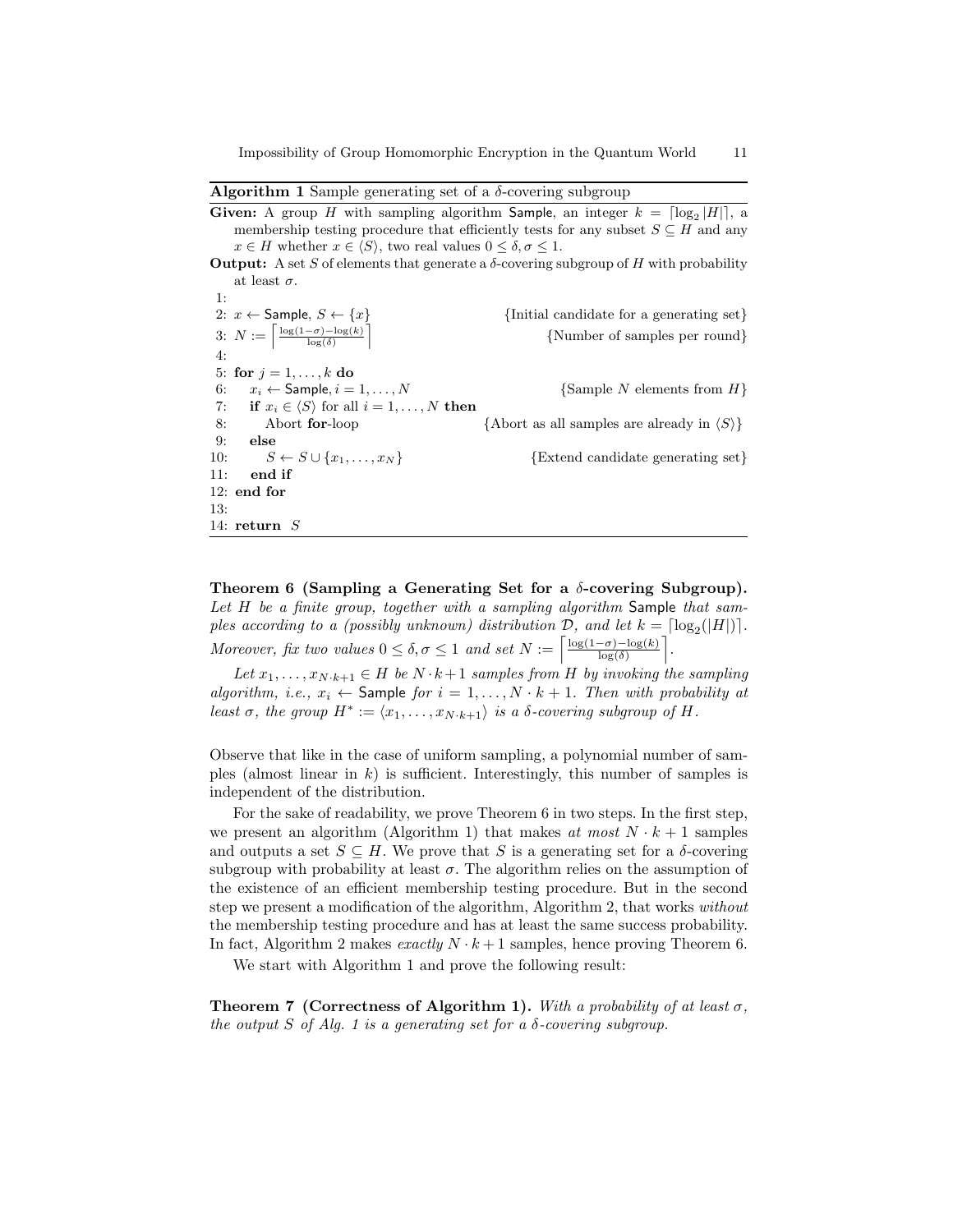**Algorithm 1** Sample generating set of a $\delta$-covering subgroup

**Given:** A group $H$ with sampling algorithm $\mathsf{Sample}$, an integer $k = \lceil \log_2 |H| \rceil$, a membership testing procedure that efficiently tests for any subset $S \subseteq H$ and any $x \in H$ whether $x \in \langle S \rangle$, two real values $0 \leq \delta, \sigma \leq 1$.

**Output:** A set $S$ of elements that generate a $\delta$-covering subgroup of $H$ with probability at least $\sigma$.

```
 1:
 2: x ← Sample, S ← {x}                          {Initial candidate for a generating set}
 3: N := ⌈(log(1−σ) − log(k)) / log(δ)⌉           {Number of samples per round}
 4:
 5: for j = 1, ..., k do
 6:    x_i ← Sample, i = 1, ..., N                {Sample N elements from H}
 7:    if x_i ∈ ⟨S⟩ for all i = 1, ..., N then
 8:       Abort for-loop                          {Abort as all samples are already in ⟨S⟩}
 9:    else
10:       S ← S ∪ {x_1, ..., x_N}                 {Extend candidate generating set}
11:    end if
12: end for
13:
14: return S
```

**Theorem 6 (Sampling a Generating Set for a $\delta$-covering Subgroup).** *Let $H$ be a finite group, together with a sampling algorithm* $\mathsf{Sample}$ *that samples according to a (possibly unknown) distribution $\mathcal{D}$, and let $k = \lceil \log_2(|H|) \rceil$. Moreover, fix two values $0 \leq \delta, \sigma \leq 1$ and set $N := \left\lceil \frac{\log(1-\sigma)-\log(k)}{\log(\delta)} \right\rceil$.*

*Let $x_1, \ldots, x_{N \cdot k+1} \in H$ be $N \cdot k+1$ samples from $H$ by invoking the sampling algorithm, i.e., $x_i \leftarrow$* $\mathsf{Sample}$ *for $i = 1, \ldots, N \cdot k + 1$. Then with probability at least $\sigma$, the group $H^* := \langle x_1, \ldots, x_{N \cdot k+1} \rangle$ is a $\delta$-covering subgroup of $H$.*

Observe that like in the case of uniform sampling, a polynomial number of samples (almost linear in $k$) is sufficient. Interestingly, this number of samples is independent of the distribution.

For the sake of readability, we prove Theorem 6 in two steps. In the first step, we present an algorithm (Algorithm 1) that makes *at most* $N \cdot k + 1$ samples and outputs a set $S \subseteq H$. We prove that $S$ is a generating set for a $\delta$-covering subgroup with probability at least $\sigma$. The algorithm relies on the assumption of the existence of an efficient membership testing procedure. But in the second step we present a modification of the algorithm, Algorithm 2, that works *without* the membership testing procedure and has at least the same success probability. In fact, Algorithm 2 makes *exactly* $N \cdot k + 1$ samples, hence proving Theorem 6.

We start with Algorithm 1 and prove the following result:

**Theorem 7 (Correctness of Algorithm 1).** *With a probability of at least $\sigma$, the output $S$ of Alg. 1 is a generating set for a $\delta$-covering subgroup.*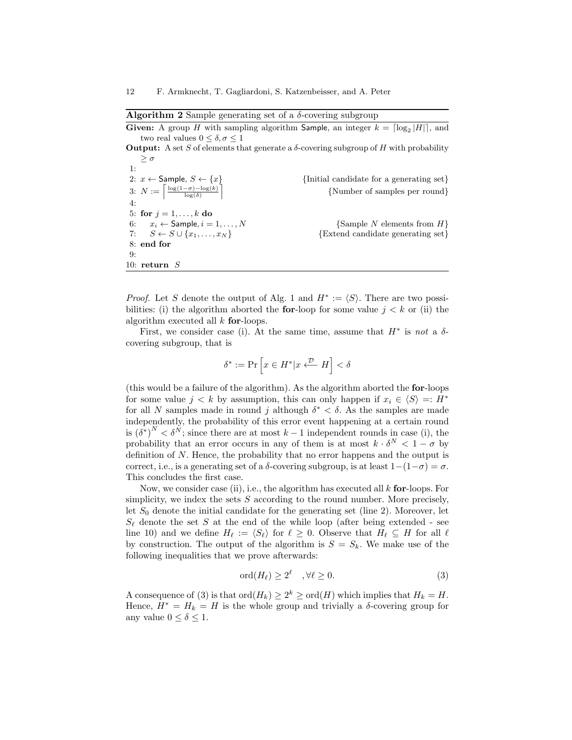**Algorithm 2** Sample generating set of a $\delta$-covering subgroup

**Given:** A group $H$ with sampling algorithm Sample, an integer $k = \lceil \log_2 |H| \rceil$, and two real values $0 \leq \delta, \sigma \leq 1$

**Output:** A set $S$ of elements that generate a $\delta$-covering subgroup of $H$ with probability $\geq \sigma$

```
 1:
 2: x ← Sample, S ← {x}                        {Initial candidate for a generating set}
 3: N := ⌈ (log(1−σ) − log(k)) / log(δ) ⌉      {Number of samples per round}
 4:
 5: for j = 1,...,k do
 6:     x_i ← Sample, i = 1,...,N              {Sample N elements from H}
 7:     S ← S ∪ {x_1,...,x_N}                  {Extend candidate generating set}
 8: end for
 9:
10: return S
```

*Proof.* Let $S$ denote the output of Alg. 1 and $H^* := \langle S \rangle$. There are two possibilities: (i) the algorithm aborted the **for**-loop for some value $j < k$ or (ii) the algorithm executed all $k$ **for**-loops.

First, we consider case (i). At the same time, assume that $H^*$ is *not* a $\delta$-covering subgroup, that is

$$\delta^* := \Pr\left[x \in H^* | x \xleftarrow{\mathcal{D}} H\right] < \delta$$

(this would be a failure of the algorithm). As the algorithm aborted the **for**-loops for some value $j < k$ by assumption, this can only happen if $x_i \in \langle S \rangle =: H^*$ for all $N$ samples made in round $j$ although $\delta^* < \delta$. As the samples are made independently, the probability of this error event happening at a certain round is $(\delta^*)^N < \delta^N$; since there are at most $k-1$ independent rounds in case (i), the probability that an error occurs in any of them is at most $k \cdot \delta^N < 1 - \sigma$ by definition of $N$. Hence, the probability that no error happens and the output is correct, i.e., is a generating set of a $\delta$-covering subgroup, is at least $1-(1-\sigma) = \sigma$. This concludes the first case.

Now, we consider case (ii), i.e., the algorithm has executed all $k$ **for**-loops. For simplicity, we index the sets $S$ according to the round number. More precisely, let $S_0$ denote the initial candidate for the generating set (line 2). Moreover, let $S_\ell$ denote the set $S$ at the end of the while loop (after being extended - see line 10) and we define $H_\ell := \langle S_\ell \rangle$ for $\ell \geq 0$. Observe that $H_\ell \subseteq H$ for all $\ell$ by construction. The output of the algorithm is $S = S_k$. We make use of the following inequalities that we prove afterwards:

$$\operatorname{ord}(H_\ell) \geq 2^\ell \quad, \forall \ell \geq 0. \tag{3}$$

A consequence of (3) is that $\operatorname{ord}(H_k) \geq 2^k \geq \operatorname{ord}(H)$ which implies that $H_k = H$. Hence, $H^* = H_k = H$ is the whole group and trivially a $\delta$-covering group for any value $0 \leq \delta \leq 1$.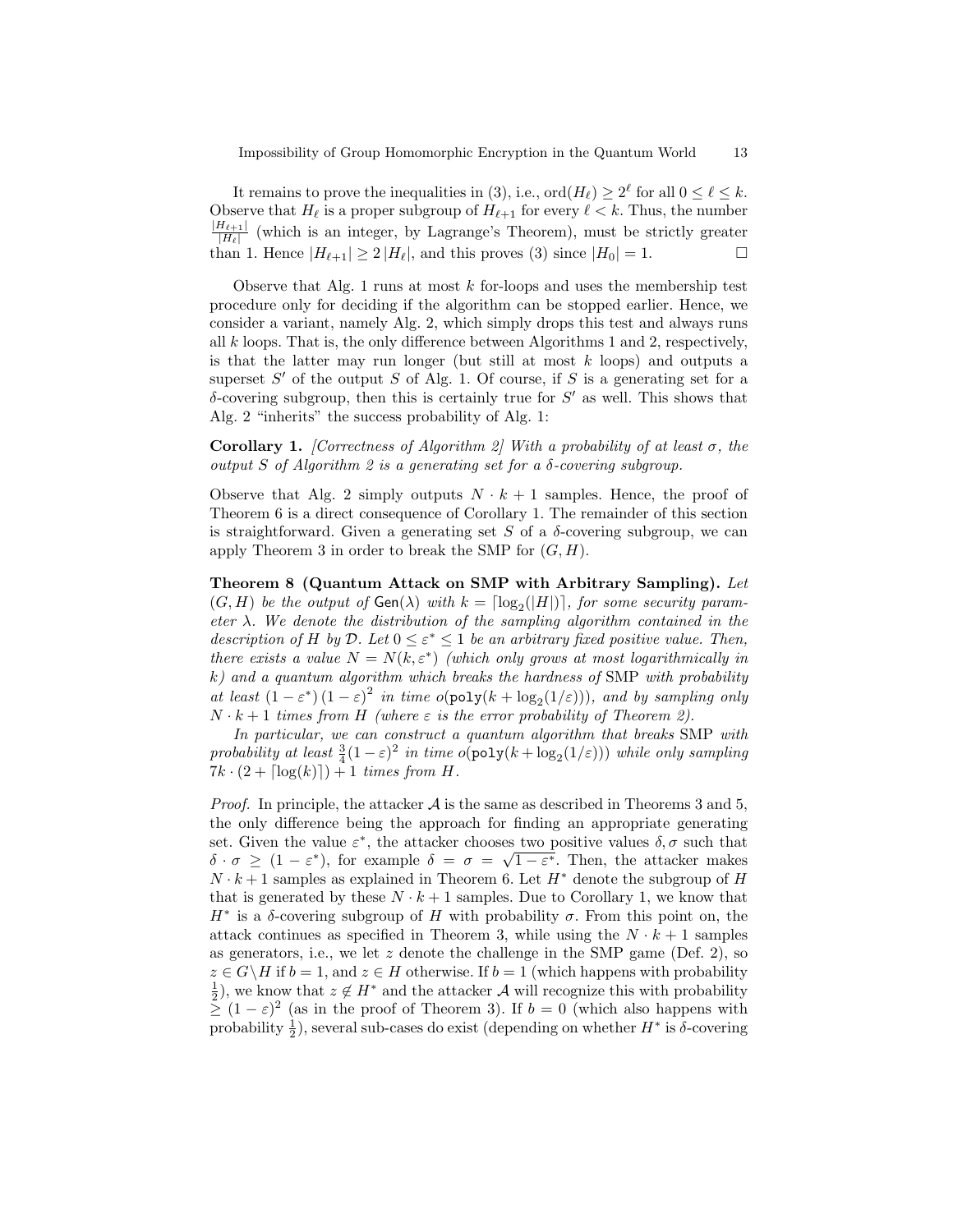It remains to prove the inequalities in (3), i.e., $\mathrm{ord}(H_\ell) \geq 2^\ell$ for all $0 \leq \ell \leq k$. Observe that $H_\ell$ is a proper subgroup of $H_{\ell+1}$ for every $\ell < k$. Thus, the number $\frac{|H_{\ell+1}|}{|H_\ell|}$ (which is an integer, by Lagrange's Theorem), must be strictly greater than 1. Hence $|H_{\ell+1}| \geq 2\,|H_\ell|$, and this proves (3) since $|H_0| = 1$. □

Observe that Alg. 1 runs at most $k$ for-loops and uses the membership test procedure only for deciding if the algorithm can be stopped earlier. Hence, we consider a variant, namely Alg. 2, which simply drops this test and always runs all $k$ loops. That is, the only difference between Algorithms 1 and 2, respectively, is that the latter may run longer (but still at most $k$ loops) and outputs a superset $S'$ of the output $S$ of Alg. 1. Of course, if $S$ is a generating set for a $\delta$-covering subgroup, then this is certainly true for $S'$ as well. This shows that Alg. 2 "inherits" the success probability of Alg. 1:

**Corollary 1.** *[Correctness of Algorithm 2] With a probability of at least $\sigma$, the output $S$ of Algorithm 2 is a generating set for a $\delta$-covering subgroup.*

Observe that Alg. 2 simply outputs $N \cdot k + 1$ samples. Hence, the proof of Theorem 6 is a direct consequence of Corollary 1. The remainder of this section is straightforward. Given a generating set $S$ of a $\delta$-covering subgroup, we can apply Theorem 3 in order to break the SMP for $(G, H)$.

**Theorem 8 (Quantum Attack on SMP with Arbitrary Sampling).** *Let $(G, H)$ be the output of $\mathsf{Gen}(\lambda)$ with $k = \lceil \log_2(|H|) \rceil$, for some security parameter $\lambda$. We denote the distribution of the sampling algorithm contained in the description of $H$ by $\mathcal{D}$. Let $0 \leq \varepsilon^* \leq 1$ be an arbitrary fixed positive value. Then, there exists a value $N = N(k, \varepsilon^*)$ (which only grows at most logarithmically in $k$) and a quantum algorithm which breaks the hardness of* SMP *with probability at least $(1-\varepsilon^*)(1-\varepsilon)^2$ in time $o(\mathtt{poly}(k + \log_2(1/\varepsilon)))$, and by sampling only $N \cdot k + 1$ times from $H$ (where $\varepsilon$ is the error probability of Theorem 2).*

*In particular, we can construct a quantum algorithm that breaks* SMP *with probability at least $\frac{3}{4}(1-\varepsilon)^2$ in time $o(\mathtt{poly}(k + \log_2(1/\varepsilon)))$ while only sampling $7k \cdot (2 + \lceil \log(k) \rceil) + 1$ times from $H$.*

*Proof.* In principle, the attacker $\mathcal{A}$ is the same as described in Theorems 3 and 5, the only difference being the approach for finding an appropriate generating set. Given the value $\varepsilon^*$, the attacker chooses two positive values $\delta, \sigma$ such that $\delta \cdot \sigma \geq (1 - \varepsilon^*)$, for example $\delta = \sigma = \sqrt{1 - \varepsilon^*}$. Then, the attacker makes $N \cdot k + 1$ samples as explained in Theorem 6. Let $H^*$ denote the subgroup of $H$ that is generated by these $N \cdot k + 1$ samples. Due to Corollary 1, we know that $H^*$ is a $\delta$-covering subgroup of $H$ with probability $\sigma$. From this point on, the attack continues as specified in Theorem 3, while using the $N \cdot k + 1$ samples as generators, i.e., we let $z$ denote the challenge in the SMP game (Def. 2), so $z \in G \backslash H$ if $b = 1$, and $z \in H$ otherwise. If $b = 1$ (which happens with probability $\frac{1}{2}$), we know that $z \notin H^*$ and the attacker $\mathcal{A}$ will recognize this with probability $\geq (1 - \varepsilon)^2$ (as in the proof of Theorem 3). If $b = 0$ (which also happens with probability $\frac{1}{2}$), several sub-cases do exist (depending on whether $H^*$ is $\delta$-covering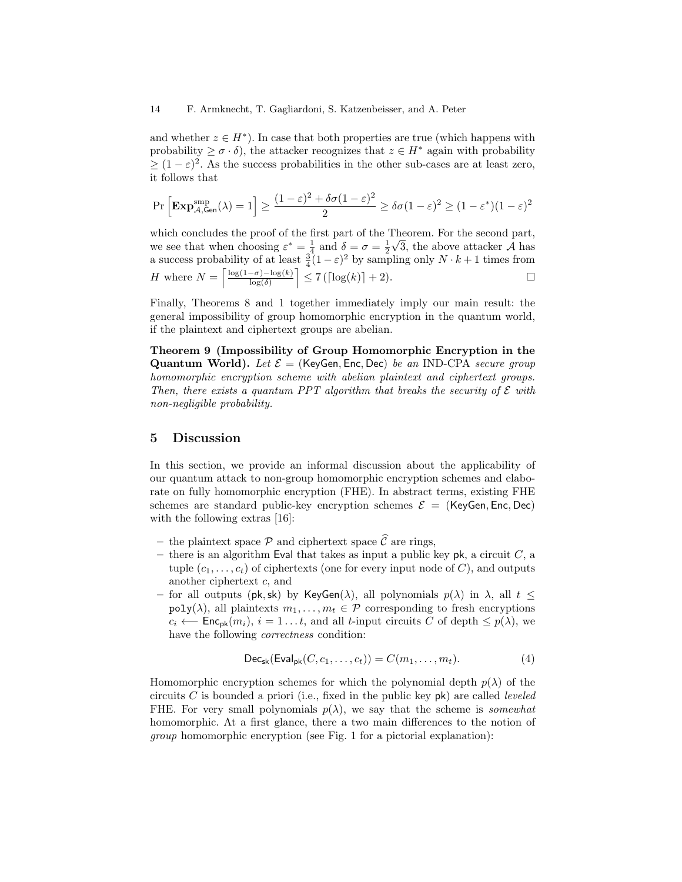and whether $z \in H^*$). In case that both properties are true (which happens with probability $\geq \sigma \cdot \delta$), the attacker recognizes that $z \in H^*$ again with probability $\geq (1-\varepsilon)^2$. As the success probabilities in the other sub-cases are at least zero, it follows that

$$\Pr\left[\mathbf{Exp}^{\text{smp}}_{\mathcal{A},\mathsf{Gen}}(\lambda) = 1\right] \geq \frac{(1-\varepsilon)^2 + \delta\sigma(1-\varepsilon)^2}{2} \geq \delta\sigma(1-\varepsilon)^2 \geq (1-\varepsilon^*)(1-\varepsilon)^2$$

which concludes the proof of the first part of the Theorem. For the second part, we see that when choosing $\varepsilon^* = \frac{1}{4}$ and $\delta = \sigma = \frac{1}{2}\sqrt{3}$, the above attacker $\mathcal{A}$ has a success probability of at least $\frac{3}{4}(1-\varepsilon)^2$ by sampling only $N \cdot k + 1$ times from $H$ where $N = \left\lceil \frac{\log(1-\sigma) - \log(k)}{\log(\delta)} \right\rceil \leq 7\left(\lceil \log(k) \rceil + 2\right)$. □

Finally, Theorems 8 and 1 together immediately imply our main result: the general impossibility of group homomorphic encryption in the quantum world, if the plaintext and ciphertext groups are abelian.

**Theorem 9 (Impossibility of Group Homomorphic Encryption in the Quantum World).** *Let $\mathcal{E} = (\mathsf{KeyGen}, \mathsf{Enc}, \mathsf{Dec})$ be an* IND-CPA *secure group homomorphic encryption scheme with abelian plaintext and ciphertext groups. Then, there exists a quantum PPT algorithm that breaks the security of $\mathcal{E}$ with non-negligible probability.*

## 5 Discussion

In this section, we provide an informal discussion about the applicability of our quantum attack to non-group homomorphic encryption schemes and elaborate on fully homomorphic encryption (FHE). In abstract terms, existing FHE schemes are standard public-key encryption schemes $\mathcal{E} = (\mathsf{KeyGen}, \mathsf{Enc}, \mathsf{Dec})$ with the following extras [16]:

- the plaintext space $\mathcal{P}$ and ciphertext space $\widehat{\mathcal{C}}$ are rings,
- there is an algorithm $\mathsf{Eval}$ that takes as input a public key $\mathsf{pk}$, a circuit $C$, a tuple $(c_1, \ldots, c_t)$ of ciphertexts (one for every input node of $C$), and outputs another ciphertext $c$, and
- for all outputs $(\mathsf{pk}, \mathsf{sk})$ by $\mathsf{KeyGen}(\lambda)$, all polynomials $p(\lambda)$ in $\lambda$, all $t \leq \mathtt{poly}(\lambda)$, all plaintexts $m_1, \ldots, m_t \in \mathcal{P}$ corresponding to fresh encryptions $c_i \longleftarrow \mathsf{Enc}_{\mathsf{pk}}(m_i)$, $i = 1 \ldots t$, and all $t$-input circuits $C$ of depth $\leq p(\lambda)$, we have the following *correctness* condition:

$$\mathsf{Dec}_{\mathsf{sk}}(\mathsf{Eval}_{\mathsf{pk}}(C, c_1, \ldots, c_t)) = C(m_1, \ldots, m_t). \tag{4}$$

Homomorphic encryption schemes for which the polynomial depth $p(\lambda)$ of the circuits $C$ is bounded a priori (i.e., fixed in the public key $\mathsf{pk}$) are called *leveled* FHE. For very small polynomials $p(\lambda)$, we say that the scheme is *somewhat* homomorphic. At a first glance, there a two main differences to the notion of *group* homomorphic encryption (see Fig. 1 for a pictorial explanation):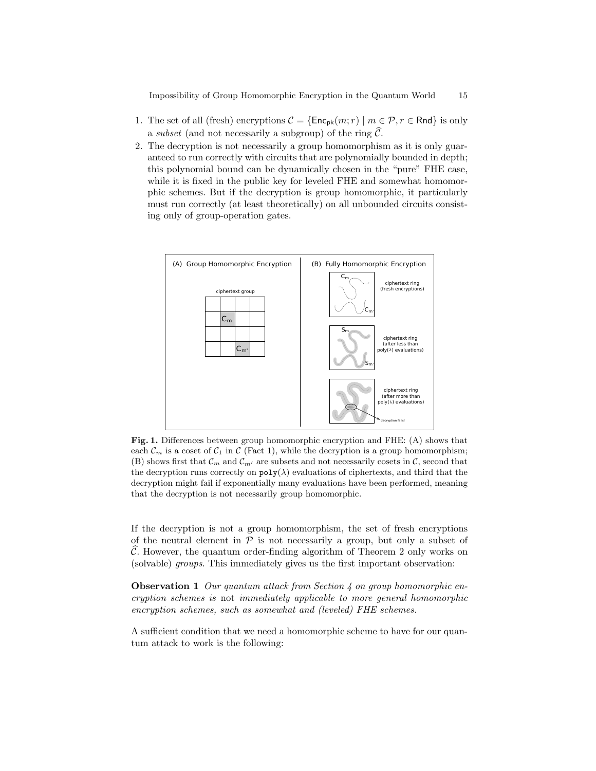1. The set of all (fresh) encryptions $\mathcal{C} = \{\mathsf{Enc}_{\mathsf{pk}}(m; r) \mid m \in \mathcal{P}, r \in \mathsf{Rnd}\}$ is only a *subset* (and not necessarily a subgroup) of the ring $\widehat{\mathcal{C}}$.
2. The decryption is not necessarily a group homomorphism as it is only guaranteed to run correctly with circuits that are polynomially bounded in depth; this polynomial bound can be dynamically chosen in the "pure" FHE case, while it is fixed in the public key for leveled FHE and somewhat homomorphic schemes. But if the decryption is group homomorphic, it particularly must run correctly (at least theoretically) on all unbounded circuits consisting only of group-operation gates.

**Fig. 1.** Differences between group homomorphic encryption and FHE: (A) shows that each $\mathcal{C}_m$ is a coset of $\mathcal{C}_1$ in $\mathcal{C}$ (Fact 1), while the decryption is a group homomorphism; (B) shows first that $\mathcal{C}_m$ and $\mathcal{C}_{m'}$ are subsets and not necessarily cosets in $\mathcal{C}$, second that the decryption runs correctly on $\mathtt{poly}(\lambda)$ evaluations of ciphertexts, and third that the decryption might fail if exponentially many evaluations have been performed, meaning that the decryption is not necessarily group homomorphic.

If the decryption is not a group homomorphism, the set of fresh encryptions of the neutral element in $\mathcal{P}$ is not necessarily a group, but only a subset of $\widehat{\mathcal{C}}$. However, the quantum order-finding algorithm of Theorem 2 only works on (solvable) *groups*. This immediately gives us the first important observation:

**Observation 1** *Our quantum attack from Section 4 on group homomorphic encryption schemes is* not *immediately applicable to more general homomorphic encryption schemes, such as somewhat and (leveled) FHE schemes.*

A sufficient condition that we need a homomorphic scheme to have for our quantum attack to work is the following: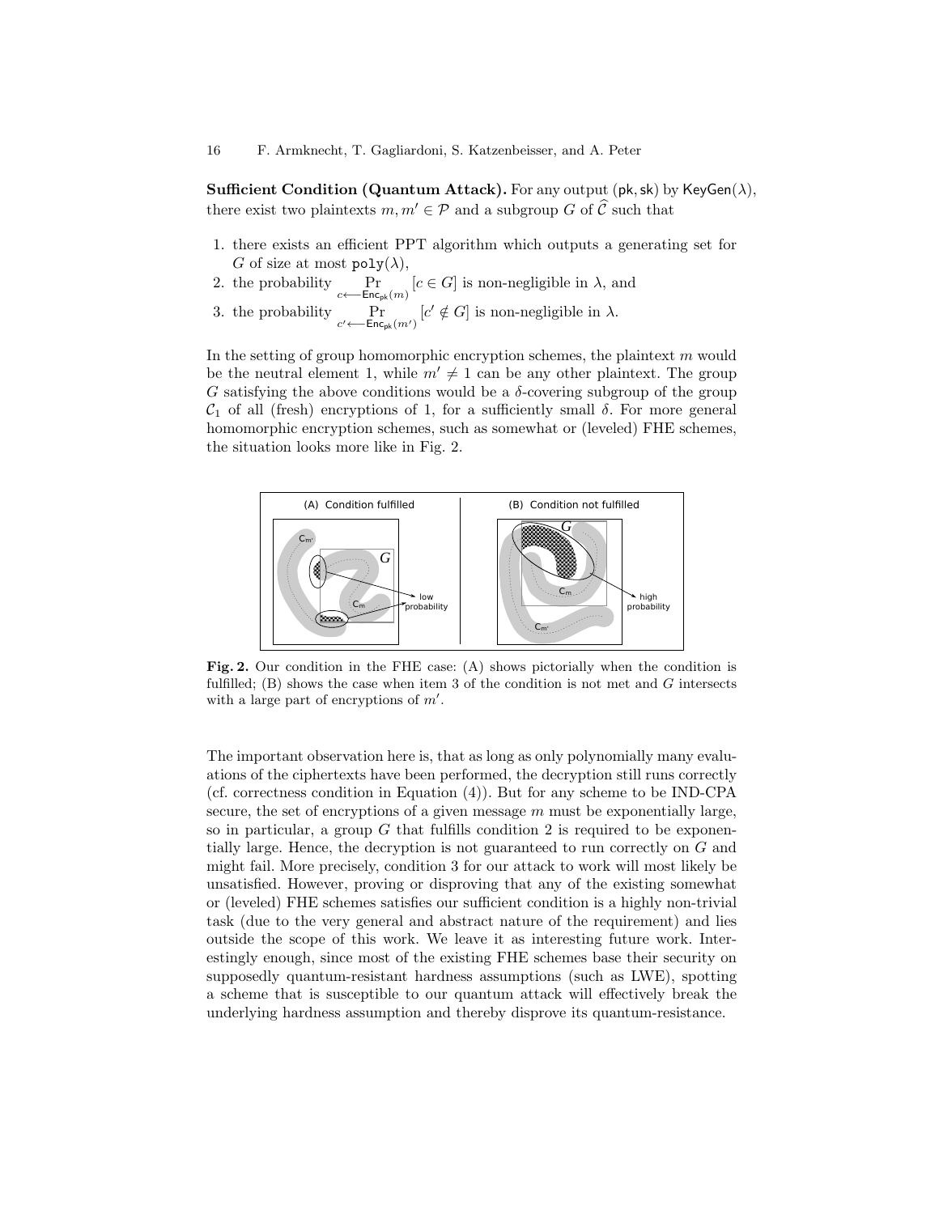**Sufficient Condition (Quantum Attack).** For any output $(\mathsf{pk}, \mathsf{sk})$ by $\mathsf{KeyGen}(\lambda)$, there exist two plaintexts $m, m' \in \mathcal{P}$ and a subgroup $G$ of $\widehat{\mathcal{C}}$ such that

1. there exists an efficient PPT algorithm which outputs a generating set for $G$ of size at most $\mathtt{poly}(\lambda)$,
2. the probability $\Pr_{c \longleftarrow \mathsf{Enc}_{\mathsf{pk}}(m)} [c \in G]$ is non-negligible in $\lambda$, and
3. the probability $\Pr_{c' \longleftarrow \mathsf{Enc}_{\mathsf{pk}}(m')} [c' \notin G]$ is non-negligible in $\lambda$.

In the setting of group homomorphic encryption schemes, the plaintext $m$ would be the neutral element 1, while $m' \neq 1$ can be any other plaintext. The group $G$ satisfying the above conditions would be a $\delta$-covering subgroup of the group $\mathcal{C}_1$ of all (fresh) encryptions of 1, for a sufficiently small $\delta$. For more general homomorphic encryption schemes, such as somewhat or (leveled) FHE schemes, the situation looks more like in Fig. 2.

**Fig. 2.** Our condition in the FHE case: (A) shows pictorially when the condition is fulfilled; (B) shows the case when item 3 of the condition is not met and $G$ intersects with a large part of encryptions of $m'$.

The important observation here is, that as long as only polynomially many evaluations of the ciphertexts have been performed, the decryption still runs correctly (cf. correctness condition in Equation (4)). But for any scheme to be IND-CPA secure, the set of encryptions of a given message $m$ must be exponentially large, so in particular, a group $G$ that fulfills condition 2 is required to be exponentially large. Hence, the decryption is not guaranteed to run correctly on $G$ and might fail. More precisely, condition 3 for our attack to work will most likely be unsatisfied. However, proving or disproving that any of the existing somewhat or (leveled) FHE schemes satisfies our sufficient condition is a highly non-trivial task (due to the very general and abstract nature of the requirement) and lies outside the scope of this work. We leave it as interesting future work. Interestingly enough, since most of the existing FHE schemes base their security on supposedly quantum-resistant hardness assumptions (such as LWE), spotting a scheme that is susceptible to our quantum attack will effectively break the underlying hardness assumption and thereby disprove its quantum-resistance.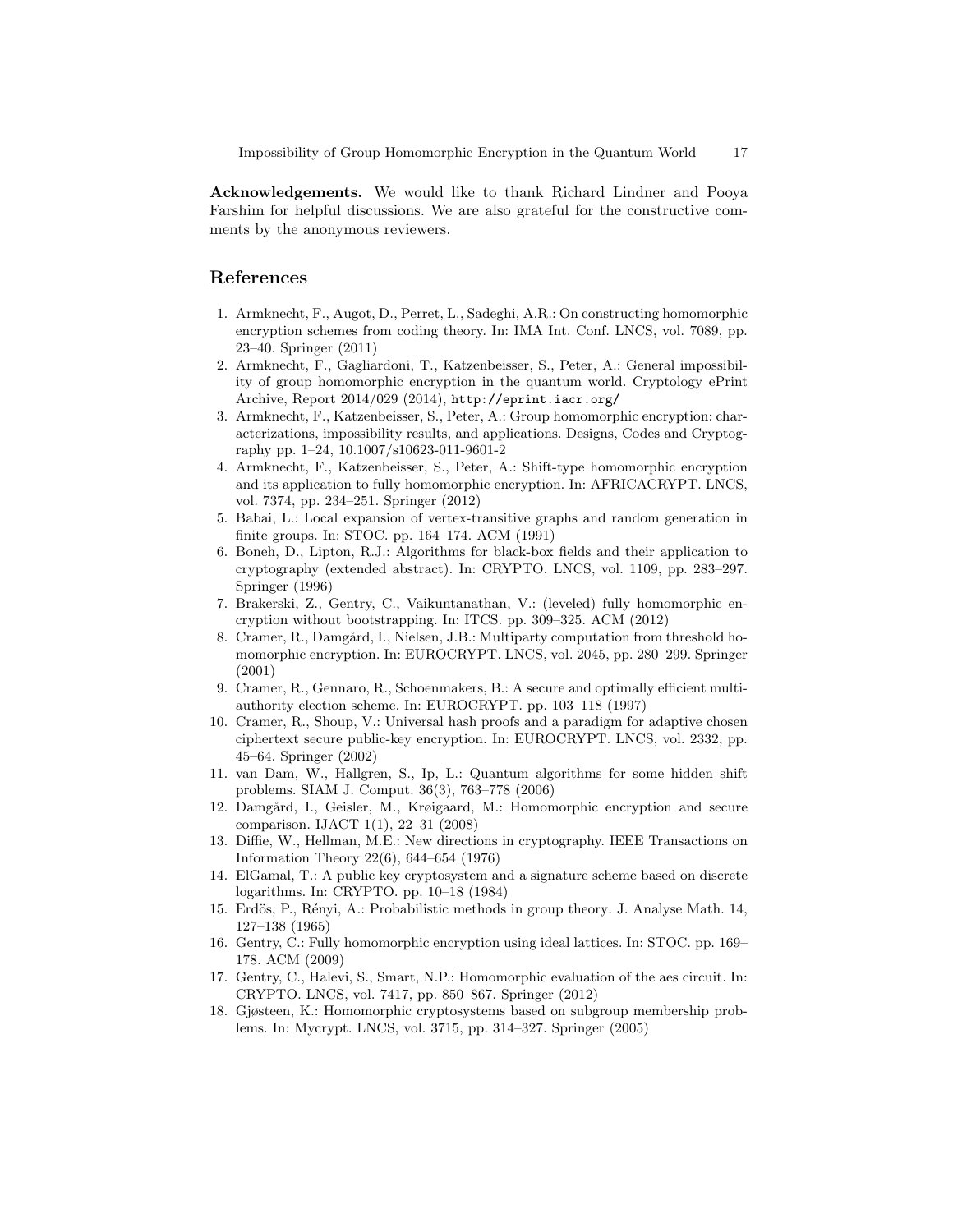**Acknowledgements.** We would like to thank Richard Lindner and Pooya Farshim for helpful discussions. We are also grateful for the constructive comments by the anonymous reviewers.

## References

1. Armknecht, F., Augot, D., Perret, L., Sadeghi, A.R.: On constructing homomorphic encryption schemes from coding theory. In: IMA Int. Conf. LNCS, vol. 7089, pp. 23–40. Springer (2011)
2. Armknecht, F., Gagliardoni, T., Katzenbeisser, S., Peter, A.: General impossibility of group homomorphic encryption in the quantum world. Cryptology ePrint Archive, Report 2014/029 (2014), `http://eprint.iacr.org/`
3. Armknecht, F., Katzenbeisser, S., Peter, A.: Group homomorphic encryption: characterizations, impossibility results, and applications. Designs, Codes and Cryptography pp. 1–24, 10.1007/s10623-011-9601-2
4. Armknecht, F., Katzenbeisser, S., Peter, A.: Shift-type homomorphic encryption and its application to fully homomorphic encryption. In: AFRICACRYPT. LNCS, vol. 7374, pp. 234–251. Springer (2012)
5. Babai, L.: Local expansion of vertex-transitive graphs and random generation in finite groups. In: STOC. pp. 164–174. ACM (1991)
6. Boneh, D., Lipton, R.J.: Algorithms for black-box fields and their application to cryptography (extended abstract). In: CRYPTO. LNCS, vol. 1109, pp. 283–297. Springer (1996)
7. Brakerski, Z., Gentry, C., Vaikuntanathan, V.: (leveled) fully homomorphic encryption without bootstrapping. In: ITCS. pp. 309–325. ACM (2012)
8. Cramer, R., Damgård, I., Nielsen, J.B.: Multiparty computation from threshold homomorphic encryption. In: EUROCRYPT. LNCS, vol. 2045, pp. 280–299. Springer (2001)
9. Cramer, R., Gennaro, R., Schoenmakers, B.: A secure and optimally efficient multi-authority election scheme. In: EUROCRYPT. pp. 103–118 (1997)
10. Cramer, R., Shoup, V.: Universal hash proofs and a paradigm for adaptive chosen ciphertext secure public-key encryption. In: EUROCRYPT. LNCS, vol. 2332, pp. 45–64. Springer (2002)
11. van Dam, W., Hallgren, S., Ip, L.: Quantum algorithms for some hidden shift problems. SIAM J. Comput. 36(3), 763–778 (2006)
12. Damgård, I., Geisler, M., Krøigaard, M.: Homomorphic encryption and secure comparison. IJACT 1(1), 22–31 (2008)
13. Diffie, W., Hellman, M.E.: New directions in cryptography. IEEE Transactions on Information Theory 22(6), 644–654 (1976)
14. ElGamal, T.: A public key cryptosystem and a signature scheme based on discrete logarithms. In: CRYPTO. pp. 10–18 (1984)
15. Erdös, P., Rényi, A.: Probabilistic methods in group theory. J. Analyse Math. 14, 127–138 (1965)
16. Gentry, C.: Fully homomorphic encryption using ideal lattices. In: STOC. pp. 169–178. ACM (2009)
17. Gentry, C., Halevi, S., Smart, N.P.: Homomorphic evaluation of the aes circuit. In: CRYPTO. LNCS, vol. 7417, pp. 850–867. Springer (2012)
18. Gjøsteen, K.: Homomorphic cryptosystems based on subgroup membership problems. In: Mycrypt. LNCS, vol. 3715, pp. 314–327. Springer (2005)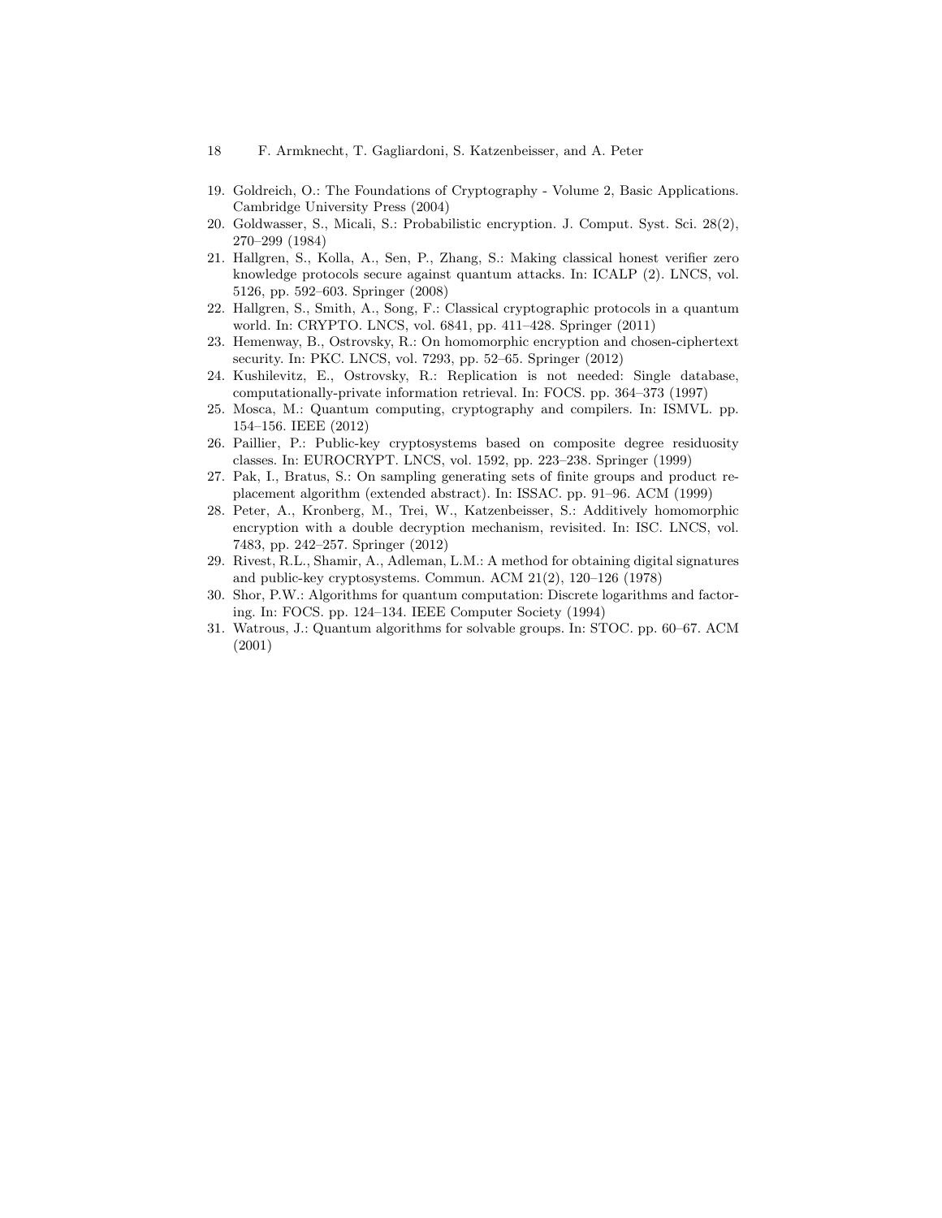19. Goldreich, O.: The Foundations of Cryptography - Volume 2, Basic Applications. Cambridge University Press (2004)
20. Goldwasser, S., Micali, S.: Probabilistic encryption. J. Comput. Syst. Sci. 28(2), 270–299 (1984)
21. Hallgren, S., Kolla, A., Sen, P., Zhang, S.: Making classical honest verifier zero knowledge protocols secure against quantum attacks. In: ICALP (2). LNCS, vol. 5126, pp. 592–603. Springer (2008)
22. Hallgren, S., Smith, A., Song, F.: Classical cryptographic protocols in a quantum world. In: CRYPTO. LNCS, vol. 6841, pp. 411–428. Springer (2011)
23. Hemenway, B., Ostrovsky, R.: On homomorphic encryption and chosen-ciphertext security. In: PKC. LNCS, vol. 7293, pp. 52–65. Springer (2012)
24. Kushilevitz, E., Ostrovsky, R.: Replication is not needed: Single database, computationally-private information retrieval. In: FOCS. pp. 364–373 (1997)
25. Mosca, M.: Quantum computing, cryptography and compilers. In: ISMVL. pp. 154–156. IEEE (2012)
26. Paillier, P.: Public-key cryptosystems based on composite degree residuosity classes. In: EUROCRYPT. LNCS, vol. 1592, pp. 223–238. Springer (1999)
27. Pak, I., Bratus, S.: On sampling generating sets of finite groups and product replacement algorithm (extended abstract). In: ISSAC. pp. 91–96. ACM (1999)
28. Peter, A., Kronberg, M., Trei, W., Katzenbeisser, S.: Additively homomorphic encryption with a double decryption mechanism, revisited. In: ISC. LNCS, vol. 7483, pp. 242–257. Springer (2012)
29. Rivest, R.L., Shamir, A., Adleman, L.M.: A method for obtaining digital signatures and public-key cryptosystems. Commun. ACM 21(2), 120–126 (1978)
30. Shor, P.W.: Algorithms for quantum computation: Discrete logarithms and factoring. In: FOCS. pp. 124–134. IEEE Computer Society (1994)
31. Watrous, J.: Quantum algorithms for solvable groups. In: STOC. pp. 60–67. ACM (2001)